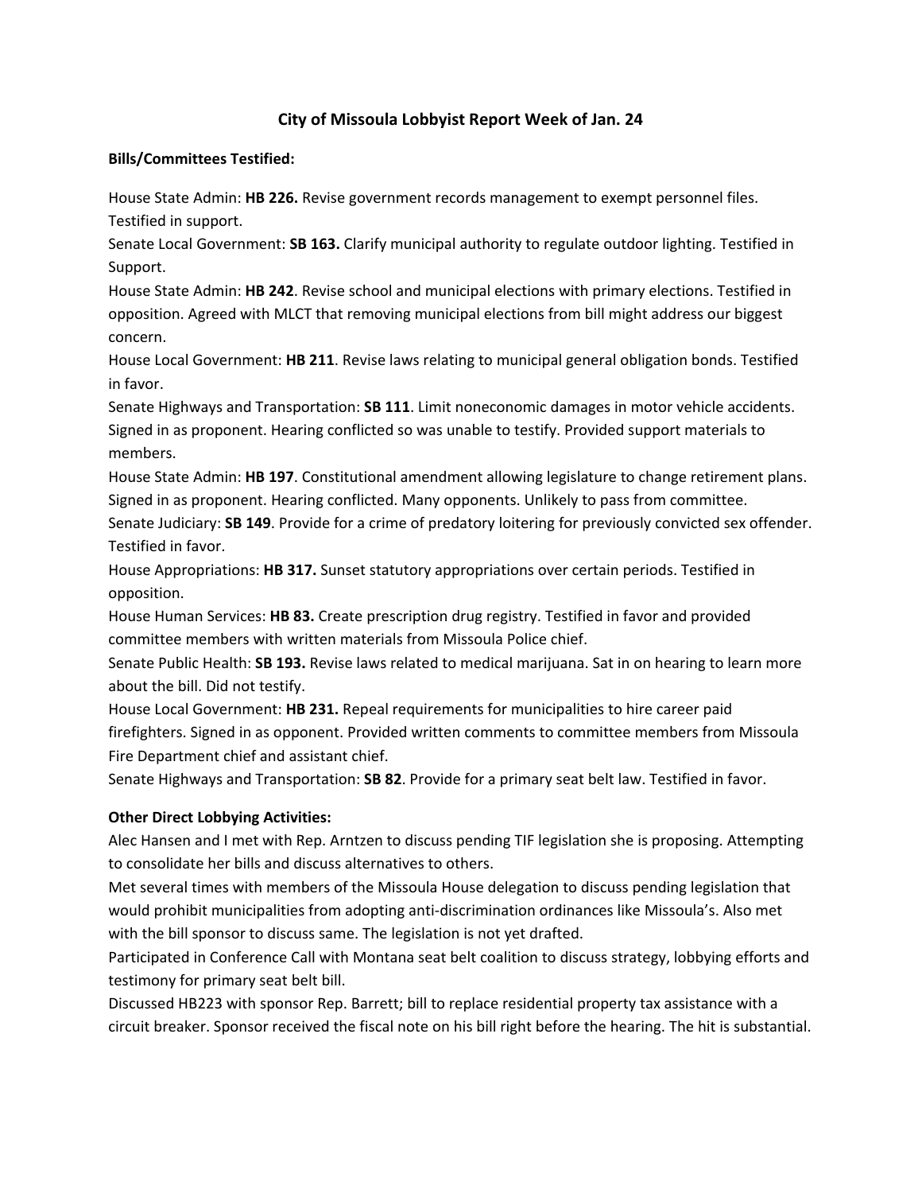# City of Missoula Lobbyist Report Week of Jan. 24

**Bills/Committees Testified:**

House State Admin: **HB 226.** Revise government records management to exempt personnel files. Testified in support.

Senate Local Government: **SB 163.** Clarify municipal authority to regulate outdoor lighting. Testified in Support.

House State Admin: **HB 242**. Revise school and municipal elections with primary elections. Testified in opposition. Agreed with MLCT that removing municipal elections from bill might address our biggest concern.

House Local Government: **HB 211**. Revise laws relating to municipal general obligation bonds. Testified in favor.

Senate Highways and Transportation: **SB 111**. Limit noneconomic damages in motor vehicle accidents. Signed in as proponent. Hearing conflicted so was unable to testify. Provided support materials to members.

House State Admin: **HB 197**. Constitutional amendment allowing legislature to change retirement plans. Signed in as proponent. Hearing conflicted. Many opponents. Unlikely to pass from committee.

Senate Judiciary: **SB 149**. Provide for a crime of predatory loitering for previously convicted sex offender. Testified in favor.

House Appropriations: **HB 317.** Sunset statutory appropriations over certain periods. Testified in opposition.

House Human Services: **HB 83.** Create prescription drug registry. Testified in favor and provided committee members with written materials from Missoula Police chief.

Senate Public Health: **SB 193.** Revise laws related to medical marijuana. Sat in on hearing to learn more about the bill. Did not testify.

House Local Government: **HB 231.** Repeal requirements for municipalities to hire career paid firefighters. Signed in as opponent. Provided written comments to committee members from Missoula Fire Department chief and assistant chief.

Senate Highways and Transportation: **SB 82**. Provide for a primary seat belt law. Testified in favor.

**Other Direct Lobbying Activities:**

Alec Hansen and I met with Rep. Arntzen to discuss pending TIF legislation she is proposing. Attempting to consolidate her bills and discuss alternatives to others.

Met several times with members of the Missoula House delegation to discuss pending legislation that would prohibit municipalities from adopting anti-discrimination ordinances like Missoula's. Also met with the bill sponsor to discuss same. The legislation is not yet drafted.

Participated in Conference Call with Montana seat belt coalition to discuss strategy, lobbying efforts and testimony for primary seat belt bill.

Discussed HB223 with sponsor Rep. Barrett; bill to replace residential property tax assistance with a circuit breaker. Sponsor received the fiscal note on his bill right before the hearing. The hit is substantial.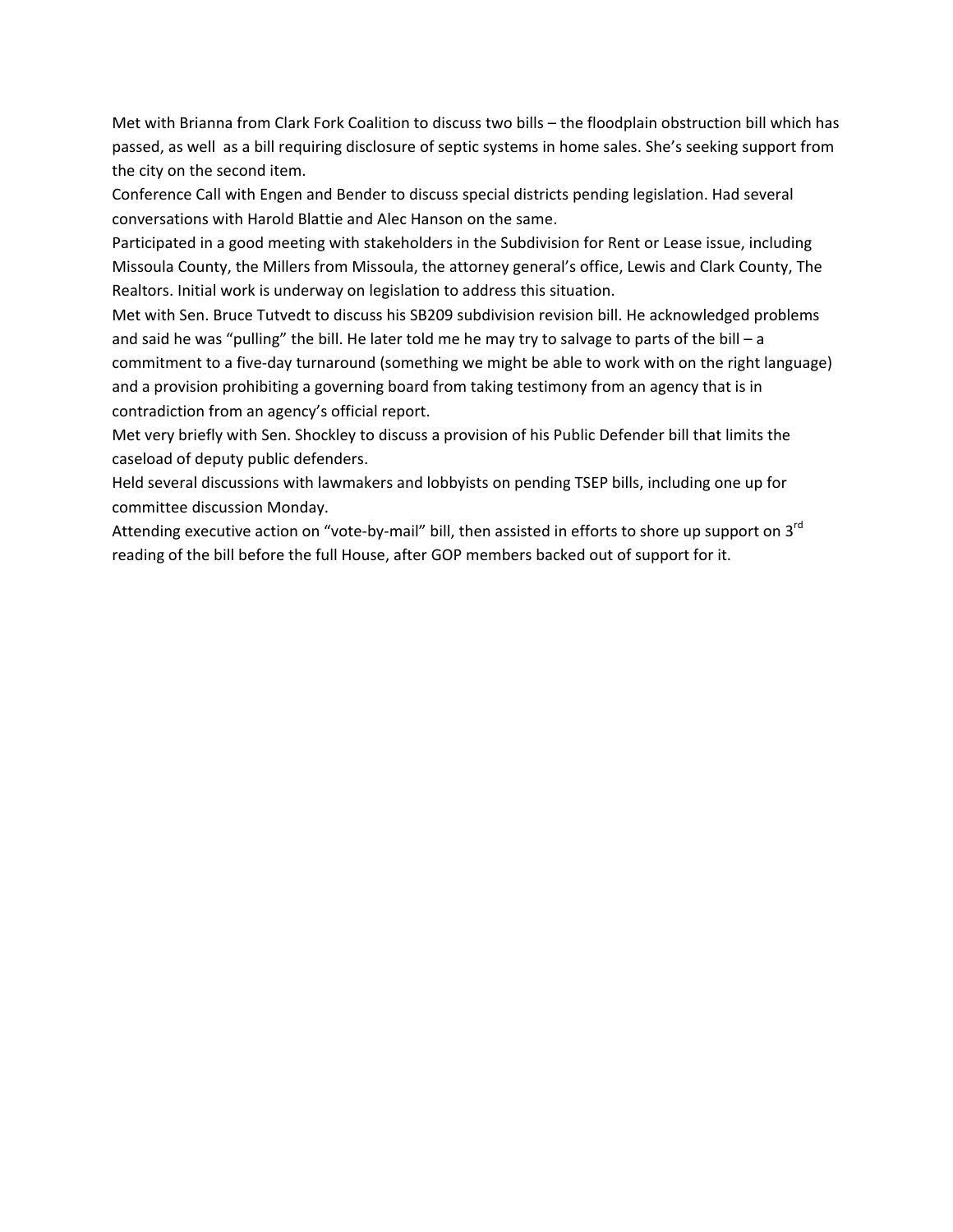Met with Brianna from Clark Fork Coalition to discuss two bills – the floodplain obstruction bill which has passed, as well  as a bill requiring disclosure of septic systems in home sales. She's seeking support from the city on the second item.

Conference Call with Engen and Bender to discuss special districts pending legislation. Had several conversations with Harold Blattie and Alec Hanson on the same.

Participated in a good meeting with stakeholders in the Subdivision for Rent or Lease issue, including Missoula County, the Millers from Missoula, the attorney general's office, Lewis and Clark County, The Realtors. Initial work is underway on legislation to address this situation.

Met with Sen. Bruce Tutvedt to discuss his SB209 subdivision revision bill. He acknowledged problems and said he was "pulling" the bill. He later told me he may try to salvage to parts of the bill – a commitment to a five-day turnaround (something we might be able to work with on the right language) and a provision prohibiting a governing board from taking testimony from an agency that is in contradiction from an agency's official report.

Met very briefly with Sen. Shockley to discuss a provision of his Public Defender bill that limits the caseload of deputy public defenders.

Held several discussions with lawmakers and lobbyists on pending TSEP bills, including one up for committee discussion Monday.

Attending executive action on "vote-by-mail" bill, then assisted in efforts to shore up support on 3rd reading of the bill before the full House, after GOP members backed out of support for it.